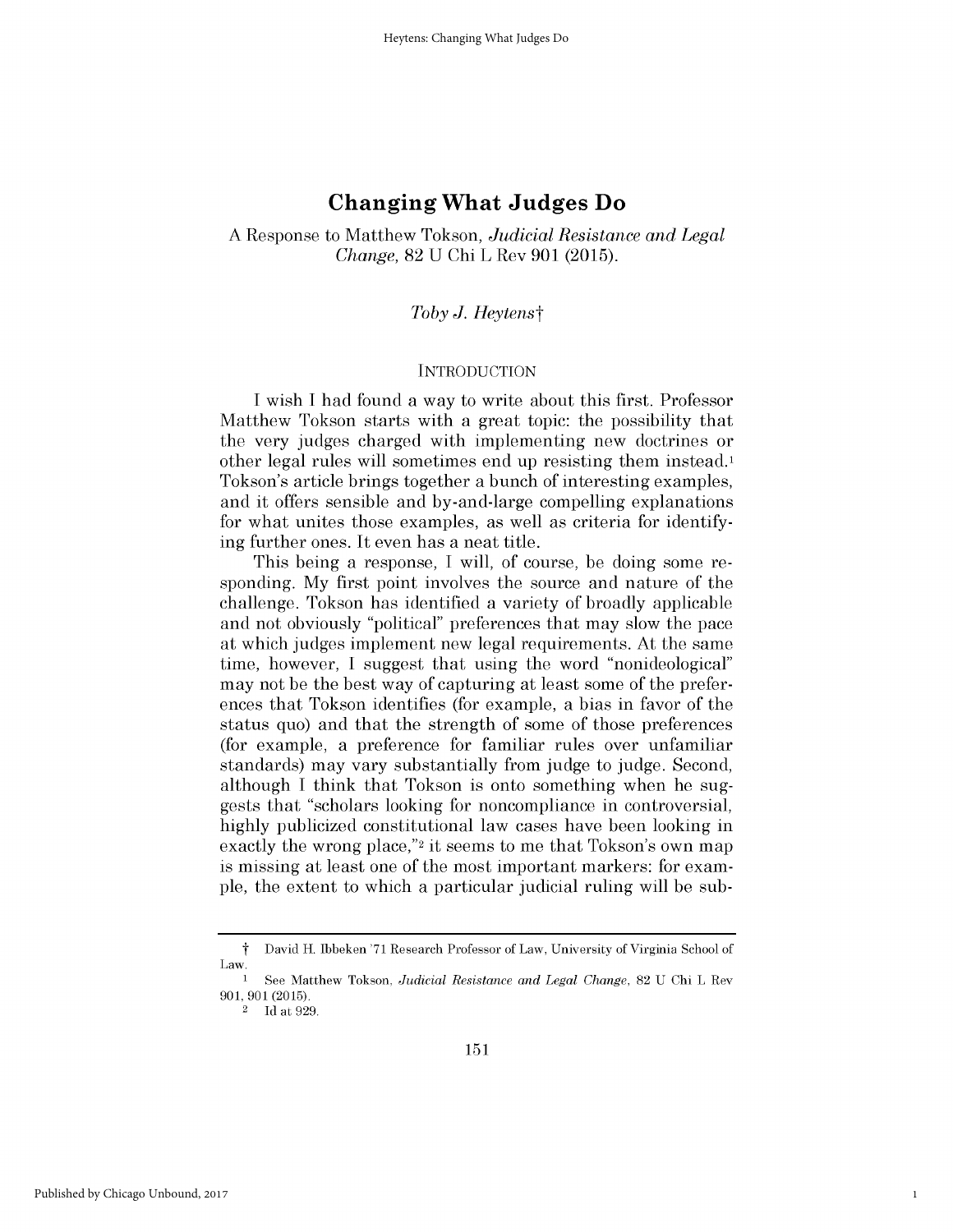# Changing What Judges Do

A Response to Matthew Tokson, *Judicial Resistance and Legal Change*, 82 U Chi L Rev 901 (2015).

*Toby J. Heytens*†

## INTRODUCTION

I wish I had found a way to write about this first. Professor Matthew Tokson starts with a great topic: the possibility that the very judges charged with implementing new doctrines or other legal rules will sometimes end up resisting them instead.[1] Tokson's article brings together a bunch of interesting examples, and it offers sensible and by-and-large compelling explanations for what unites those examples, as well as criteria for identifying further ones. It even has a neat title.

This being a response, I will, of course, be doing some responding. My first point involves the source and nature of the challenge. Tokson has identified a variety of broadly applicable and not obviously "political" preferences that may slow the pace at which judges implement new legal requirements. At the same time, however, I suggest that using the word "nonideological" may not be the best way of capturing at least some of the preferences that Tokson identifies (for example, a bias in favor of the status quo) and that the strength of some of those preferences (for example, a preference for familiar rules over unfamiliar standards) may vary substantially from judge to judge. Second, although I think that Tokson is onto something when he suggests that "scholars looking for noncompliance in controversial, highly publicized constitutional law cases have been looking in exactly the wrong place,"[2] it seems to me that Tokson's own map is missing at least one of the most important markers: for example, the extent to which a particular judicial ruling will be sub-

---

† David H. Ibbeken '71 Research Professor of Law, University of Virginia School of Law.

[1] See Matthew Tokson, *Judicial Resistance and Legal Change*, 82 U Chi L Rev 901, 901 (2015).

[2] Id at 929.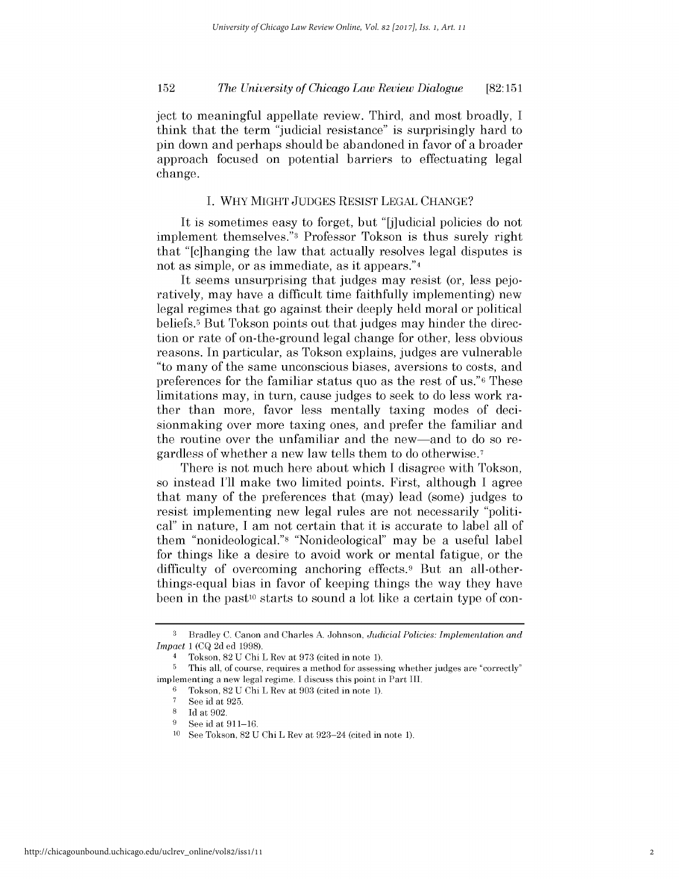ject to meaningful appellate review. Third, and most broadly, I think that the term "judicial resistance" is surprisingly hard to pin down and perhaps should be abandoned in favor of a broader approach focused on potential barriers to effectuating legal change.

## I. WHY MIGHT JUDGES RESIST LEGAL CHANGE?

It is sometimes easy to forget, but "[j]udicial policies do not implement themselves."[3] Professor Tokson is thus surely right that "[c]hanging the law that actually resolves legal disputes is not as simple, or as immediate, as it appears."[4]

It seems unsurprising that judges may resist (or, less pejoratively, may have a difficult time faithfully implementing) new legal regimes that go against their deeply held moral or political beliefs.[5] But Tokson points out that judges may hinder the direction or rate of on-the-ground legal change for other, less obvious reasons. In particular, as Tokson explains, judges are vulnerable "to many of the same unconscious biases, aversions to costs, and preferences for the familiar status quo as the rest of us."[6] These limitations may, in turn, cause judges to seek to do less work rather than more, favor less mentally taxing modes of decisionmaking over more taxing ones, and prefer the familiar and the routine over the unfamiliar and the new—and to do so regardless of whether a new law tells them to do otherwise.[7]

There is not much here about which I disagree with Tokson, so instead I'll make two limited points. First, although I agree that many of the preferences that (may) lead (some) judges to resist implementing new legal rules are not necessarily "political" in nature, I am not certain that it is accurate to label all of them "nonideological."[8] "Nonideological" may be a useful label for things like a desire to avoid work or mental fatigue, or the difficulty of overcoming anchoring effects.[9] But an all-other-things-equal bias in favor of keeping things the way they have been in the past[10] starts to sound a lot like a certain type of con-

---

[3] Bradley C. Canon and Charles A. Johnson, *Judicial Policies: Implementation and Impact* 1 (CQ 2d ed 1998).

[4] Tokson, 82 U Chi L Rev at 973 (cited in note 1).

[5] This all, of course, requires a method for assessing whether judges are "correctly" implementing a new legal regime. I discuss this point in Part III.

[6] Tokson, 82 U Chi L Rev at 903 (cited in note 1).

[7] See id at 925.

[8] Id at 902.

[9] See id at 911–16.

[10] See Tokson, 82 U Chi L Rev at 923–24 (cited in note 1).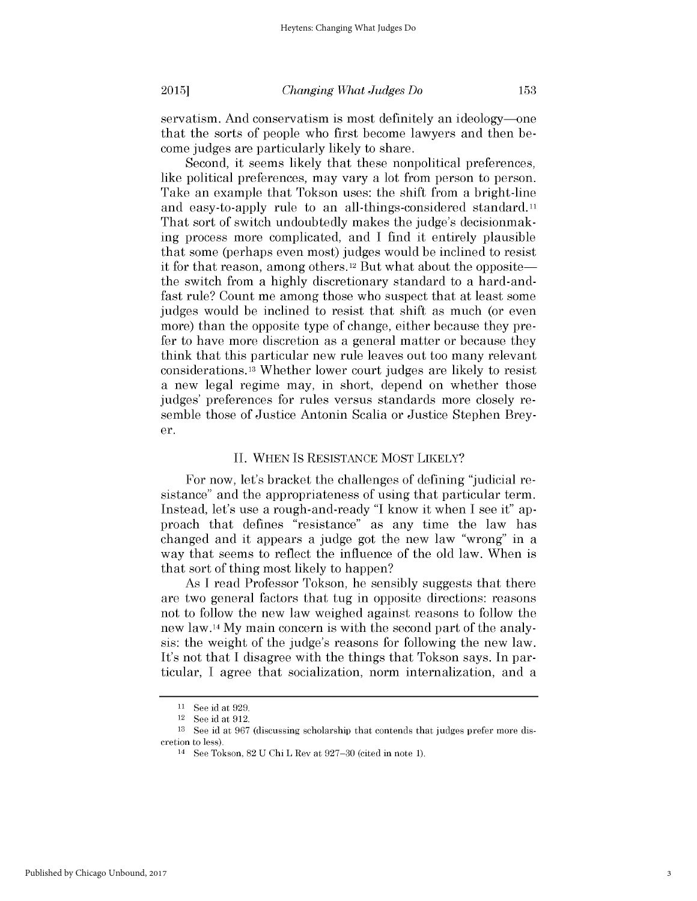servatism. And conservatism is most definitely an ideology—one that the sorts of people who first become lawyers and then become judges are particularly likely to share.

Second, it seems likely that these nonpolitical preferences, like political preferences, may vary a lot from person to person. Take an example that Tokson uses: the shift from a bright-line and easy-to-apply rule to an all-things-considered standard.[11] That sort of switch undoubtedly makes the judge's decisionmaking process more complicated, and I find it entirely plausible that some (perhaps even most) judges would be inclined to resist it for that reason, among others.[12] But what about the opposite—the switch from a highly discretionary standard to a hard-and-fast rule? Count me among those who suspect that at least some judges would be inclined to resist that shift as much (or even more) than the opposite type of change, either because they prefer to have more discretion as a general matter or because they think that this particular new rule leaves out too many relevant considerations.[13] Whether lower court judges are likely to resist a new legal regime may, in short, depend on whether those judges' preferences for rules versus standards more closely resemble those of Justice Antonin Scalia or Justice Stephen Breyer.

## II. When Is Resistance Most Likely?

For now, let's bracket the challenges of defining "judicial resistance" and the appropriateness of using that particular term. Instead, let's use a rough-and-ready "I know it when I see it" approach that defines "resistance" as any time the law has changed and it appears a judge got the new law "wrong" in a way that seems to reflect the influence of the old law. When is that sort of thing most likely to happen?

As I read Professor Tokson, he sensibly suggests that there are two general factors that tug in opposite directions: reasons not to follow the new law weighed against reasons to follow the new law.[14] My main concern is with the second part of the analysis: the weight of the judge's reasons for following the new law. It's not that I disagree with the things that Tokson says. In particular, I agree that socialization, norm internalization, and a

---

[11] See id at 929.

[12] See id at 912.

[13] See id at 967 (discussing scholarship that contends that judges prefer more discretion to less).

[14] See Tokson, 82 U Chi L Rev at 927–30 (cited in note 1).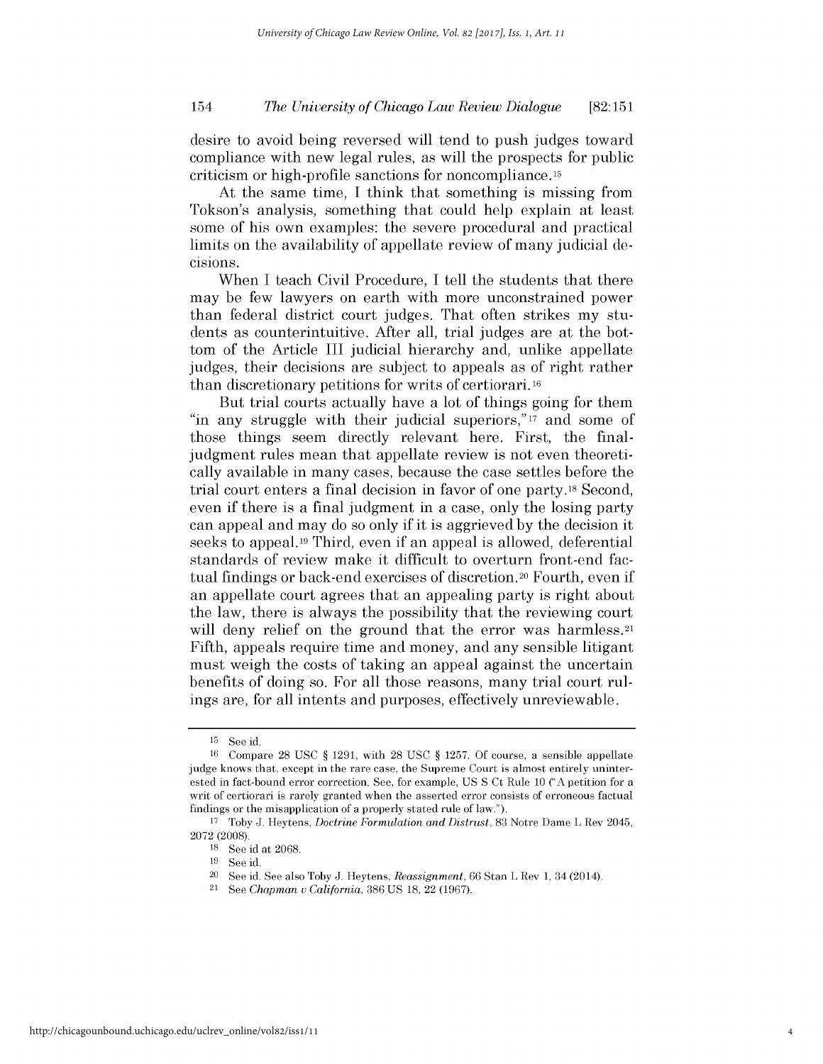desire to avoid being reversed will tend to push judges toward compliance with new legal rules, as will the prospects for public criticism or high-profile sanctions for noncompliance.[15]

At the same time, I think that something is missing from Tokson's analysis, something that could help explain at least some of his own examples: the severe procedural and practical limits on the availability of appellate review of many judicial decisions.

When I teach Civil Procedure, I tell the students that there may be few lawyers on earth with more unconstrained power than federal district court judges. That often strikes my students as counterintuitive. After all, trial judges are at the bottom of the Article III judicial hierarchy and, unlike appellate judges, their decisions are subject to appeals as of right rather than discretionary petitions for writs of certiorari.[16]

But trial courts actually have a lot of things going for them "in any struggle with their judicial superiors,"[17] and some of those things seem directly relevant here. First, the final-judgment rules mean that appellate review is not even theoretically available in many cases, because the case settles before the trial court enters a final decision in favor of one party.[18] Second, even if there is a final judgment in a case, only the losing party can appeal and may do so only if it is aggrieved by the decision it seeks to appeal.[19] Third, even if an appeal is allowed, deferential standards of review make it difficult to overturn front-end factual findings or back-end exercises of discretion.[20] Fourth, even if an appellate court agrees that an appealing party is right about the law, there is always the possibility that the reviewing court will deny relief on the ground that the error was harmless.[21] Fifth, appeals require time and money, and any sensible litigant must weigh the costs of taking an appeal against the uncertain benefits of doing so. For all those reasons, many trial court rulings are, for all intents and purposes, effectively unreviewable.

---

15 See id.

16 Compare 28 USC § 1291, with 28 USC § 1257. Of course, a sensible appellate judge knows that, except in the rare case, the Supreme Court is almost entirely uninterested in fact-bound error correction. See, for example, US S Ct Rule 10 ("A petition for a writ of certiorari is rarely granted when the asserted error consists of erroneous factual findings or the misapplication of a properly stated rule of law.").

17 Toby J. Heytens, *Doctrine Formulation and Distrust*, 83 Notre Dame L Rev 2045, 2072 (2008).

18 See id at 2068.

19 See id.

20 See id. See also Toby J. Heytens, *Reassignment*, 66 Stan L Rev 1, 34 (2014).

21 See *Chapman v California*, 386 US 18, 22 (1967).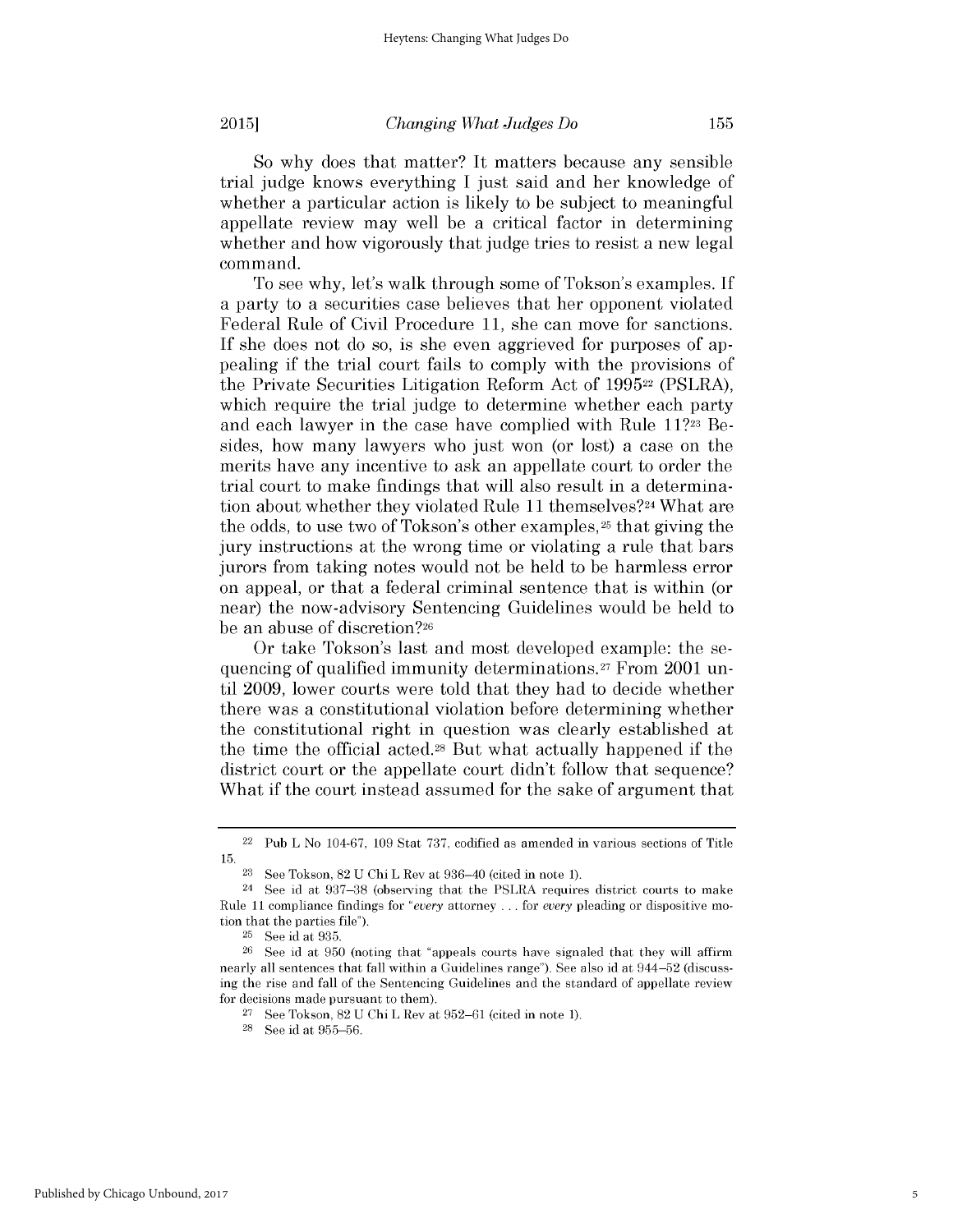So why does that matter? It matters because any sensible trial judge knows everything I just said and her knowledge of whether a particular action is likely to be subject to meaningful appellate review may well be a critical factor in determining whether and how vigorously that judge tries to resist a new legal command.

To see why, let's walk through some of Tokson's examples. If a party to a securities case believes that her opponent violated Federal Rule of Civil Procedure 11, she can move for sanctions. If she does not do so, is she even aggrieved for purposes of appealing if the trial court fails to comply with the provisions of the Private Securities Litigation Reform Act of 1995[22] (PSLRA), which require the trial judge to determine whether each party and each lawyer in the case have complied with Rule 11?[23] Besides, how many lawyers who just won (or lost) a case on the merits have any incentive to ask an appellate court to order the trial court to make findings that will also result in a determination about whether they violated Rule 11 themselves?[24] What are the odds, to use two of Tokson's other examples,[25] that giving the jury instructions at the wrong time or violating a rule that bars jurors from taking notes would not be held to be harmless error on appeal, or that a federal criminal sentence that is within (or near) the now-advisory Sentencing Guidelines would be held to be an abuse of discretion?[26]

Or take Tokson's last and most developed example: the sequencing of qualified immunity determinations.[27] From 2001 until 2009, lower courts were told that they had to decide whether there was a constitutional violation before determining whether the constitutional right in question was clearly established at the time the official acted.[28] But what actually happened if the district court or the appellate court didn't follow that sequence? What if the court instead assumed for the sake of argument that

---

[22] Pub L No 104-67, 109 Stat 737, codified as amended in various sections of Title 15.

[23] See Tokson, 82 U Chi L Rev at 936–40 (cited in note 1).

[24] See id at 937–38 (observing that the PSLRA requires district courts to make Rule 11 compliance findings for "*every* attorney . . . for *every* pleading or dispositive motion that the parties file").

[25] See id at 935.

[26] See id at 950 (noting that "appeals courts have signaled that they will affirm nearly all sentences that fall within a Guidelines range"). See also id at 944–52 (discussing the rise and fall of the Sentencing Guidelines and the standard of appellate review for decisions made pursuant to them).

[27] See Tokson, 82 U Chi L Rev at 952–61 (cited in note 1).

[28] See id at 955–56.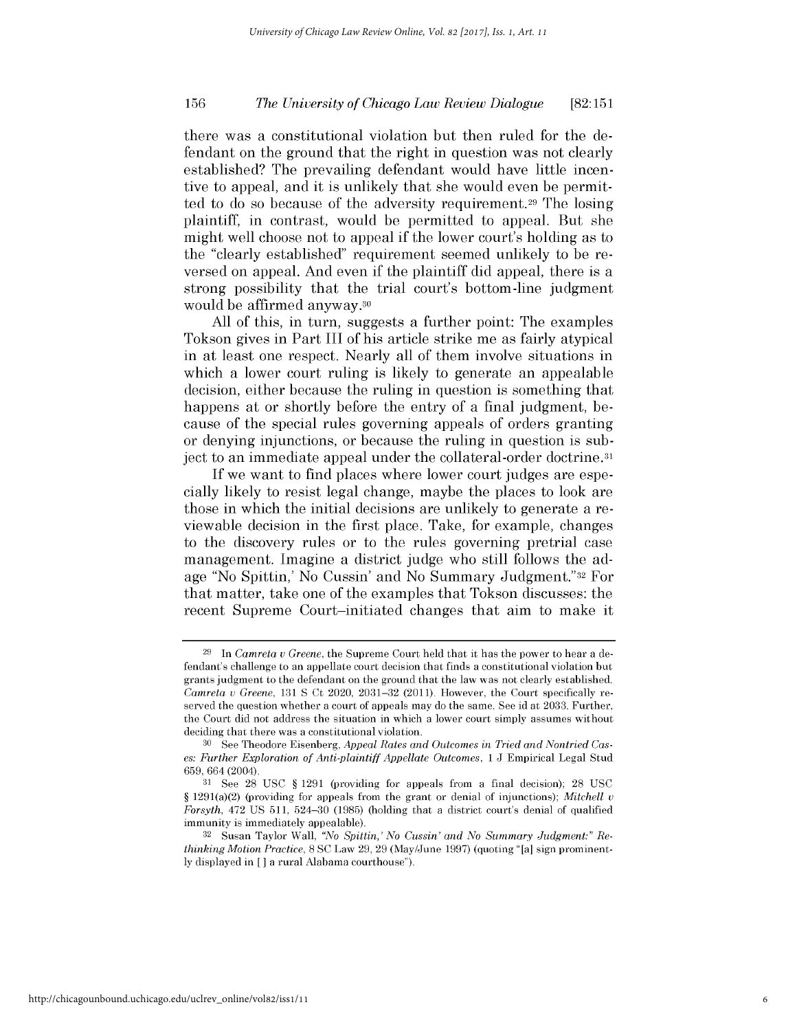there was a constitutional violation but then ruled for the defendant on the ground that the right in question was not clearly established? The prevailing defendant would have little incentive to appeal, and it is unlikely that she would even be permitted to do so because of the adversity requirement.[29] The losing plaintiff, in contrast, would be permitted to appeal. But she might well choose not to appeal if the lower court's holding as to the "clearly established" requirement seemed unlikely to be reversed on appeal. And even if the plaintiff did appeal, there is a strong possibility that the trial court's bottom-line judgment would be affirmed anyway.[30]

All of this, in turn, suggests a further point: The examples Tokson gives in Part III of his article strike me as fairly atypical in at least one respect. Nearly all of them involve situations in which a lower court ruling is likely to generate an appealable decision, either because the ruling in question is something that happens at or shortly before the entry of a final judgment, because of the special rules governing appeals of orders granting or denying injunctions, or because the ruling in question is subject to an immediate appeal under the collateral-order doctrine.[31]

If we want to find places where lower court judges are especially likely to resist legal change, maybe the places to look are those in which the initial decisions are unlikely to generate a reviewable decision in the first place. Take, for example, changes to the discovery rules or to the rules governing pretrial case management. Imagine a district judge who still follows the adage "No Spittin,' No Cussin' and No Summary Judgment."[32] For that matter, take one of the examples that Tokson discusses: the recent Supreme Court–initiated changes that aim to make it

---

[29] In *Camreta v Greene*, the Supreme Court held that it has the power to hear a defendant's challenge to an appellate court decision that finds a constitutional violation but grants judgment to the defendant on the ground that the law was not clearly established. *Camreta v Greene*, 131 S Ct 2020, 2031–32 (2011). However, the Court specifically reserved the question whether a court of appeals may do the same. See id at 2033. Further, the Court did not address the situation in which a lower court simply assumes without deciding that there was a constitutional violation.

[30] See Theodore Eisenberg, *Appeal Rates and Outcomes in Tried and Nontried Cases: Further Exploration of Anti-plaintiff Appellate Outcomes*, 1 J Empirical Legal Stud 659, 664 (2004).

[31] See 28 USC § 1291 (providing for appeals from a final decision); 28 USC § 1291(a)(2) (providing for appeals from the grant or denial of injunctions); *Mitchell v Forsyth*, 472 US 511, 524–30 (1985) (holding that a district court's denial of qualified immunity is immediately appealable).

[32] Susan Taylor Wall, *"No Spittin,' No Cussin' and No Summary Judgment:" Rethinking Motion Practice*, 8 SC Law 29, 29 (May/June 1997) (quoting "[a] sign prominently displayed in [ ] a rural Alabama courthouse").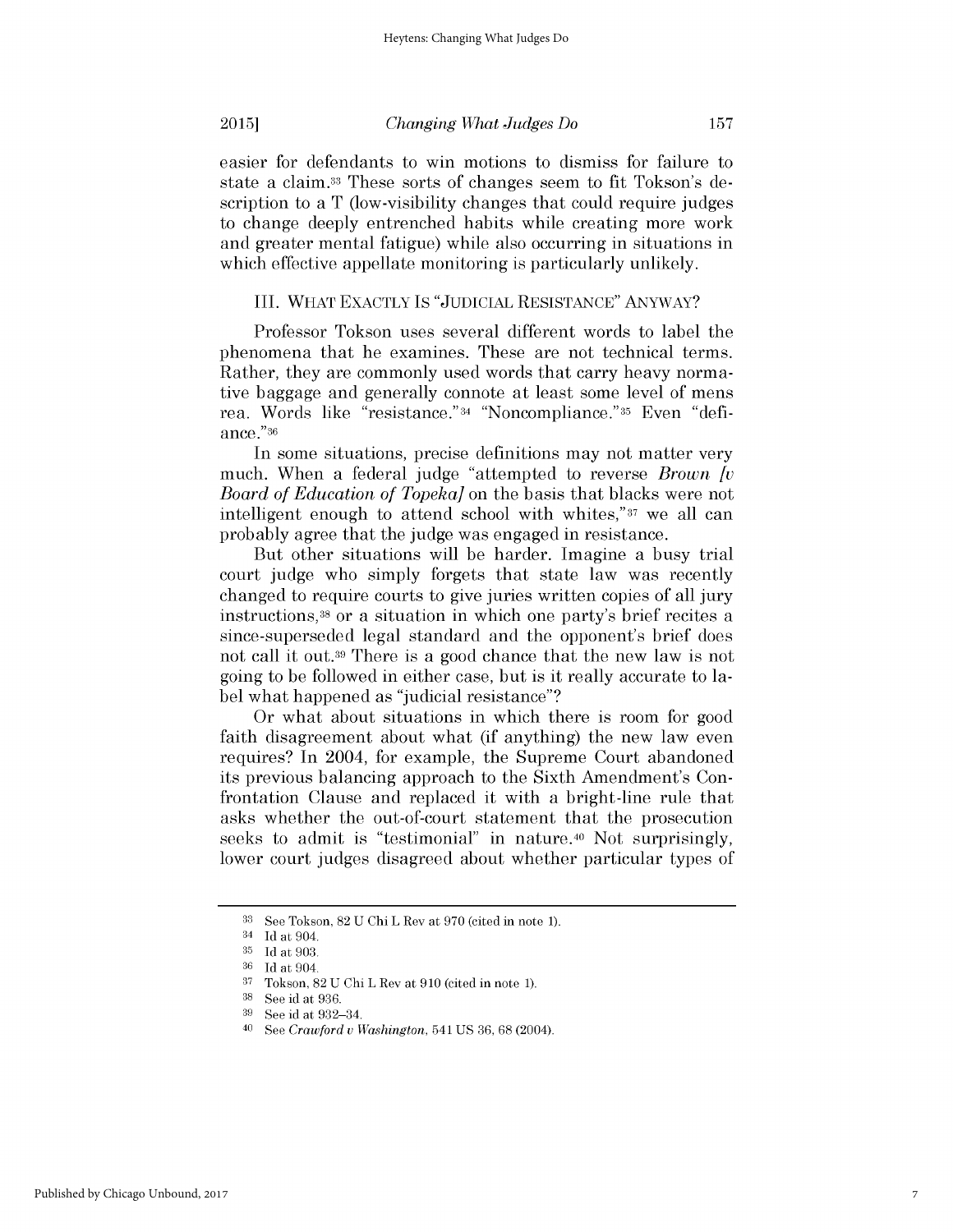easier for defendants to win motions to dismiss for failure to state a claim.[33] These sorts of changes seem to fit Tokson's description to a T (low-visibility changes that could require judges to change deeply entrenched habits while creating more work and greater mental fatigue) while also occurring in situations in which effective appellate monitoring is particularly unlikely.

## III. WHAT EXACTLY IS "JUDICIAL RESISTANCE" ANYWAY?

Professor Tokson uses several different words to label the phenomena that he examines. These are not technical terms. Rather, they are commonly used words that carry heavy normative baggage and generally connote at least some level of mens rea. Words like "resistance."[34] "Noncompliance."[35] Even "defiance."[36]

In some situations, precise definitions may not matter very much. When a federal judge "attempted to reverse *Brown [v Board of Education of Topeka]* on the basis that blacks were not intelligent enough to attend school with whites,"[37] we all can probably agree that the judge was engaged in resistance.

But other situations will be harder. Imagine a busy trial court judge who simply forgets that state law was recently changed to require courts to give juries written copies of all jury instructions,[38] or a situation in which one party's brief recites a since-superseded legal standard and the opponent's brief does not call it out.[39] There is a good chance that the new law is not going to be followed in either case, but is it really accurate to label what happened as "judicial resistance"?

Or what about situations in which there is room for good faith disagreement about what (if anything) the new law even requires? In 2004, for example, the Supreme Court abandoned its previous balancing approach to the Sixth Amendment's Confrontation Clause and replaced it with a bright-line rule that asks whether the out-of-court statement that the prosecution seeks to admit is "testimonial" in nature.[40] Not surprisingly, lower court judges disagreed about whether particular types of

---

[33] See Tokson, 82 U Chi L Rev at 970 (cited in note 1).

[34] Id at 904.

[35] Id at 903.

[36] Id at 904.

[37] Tokson, 82 U Chi L Rev at 910 (cited in note 1).

[38] See id at 936.

[39] See id at 932–34.

[40] See *Crawford v Washington*, 541 US 36, 68 (2004).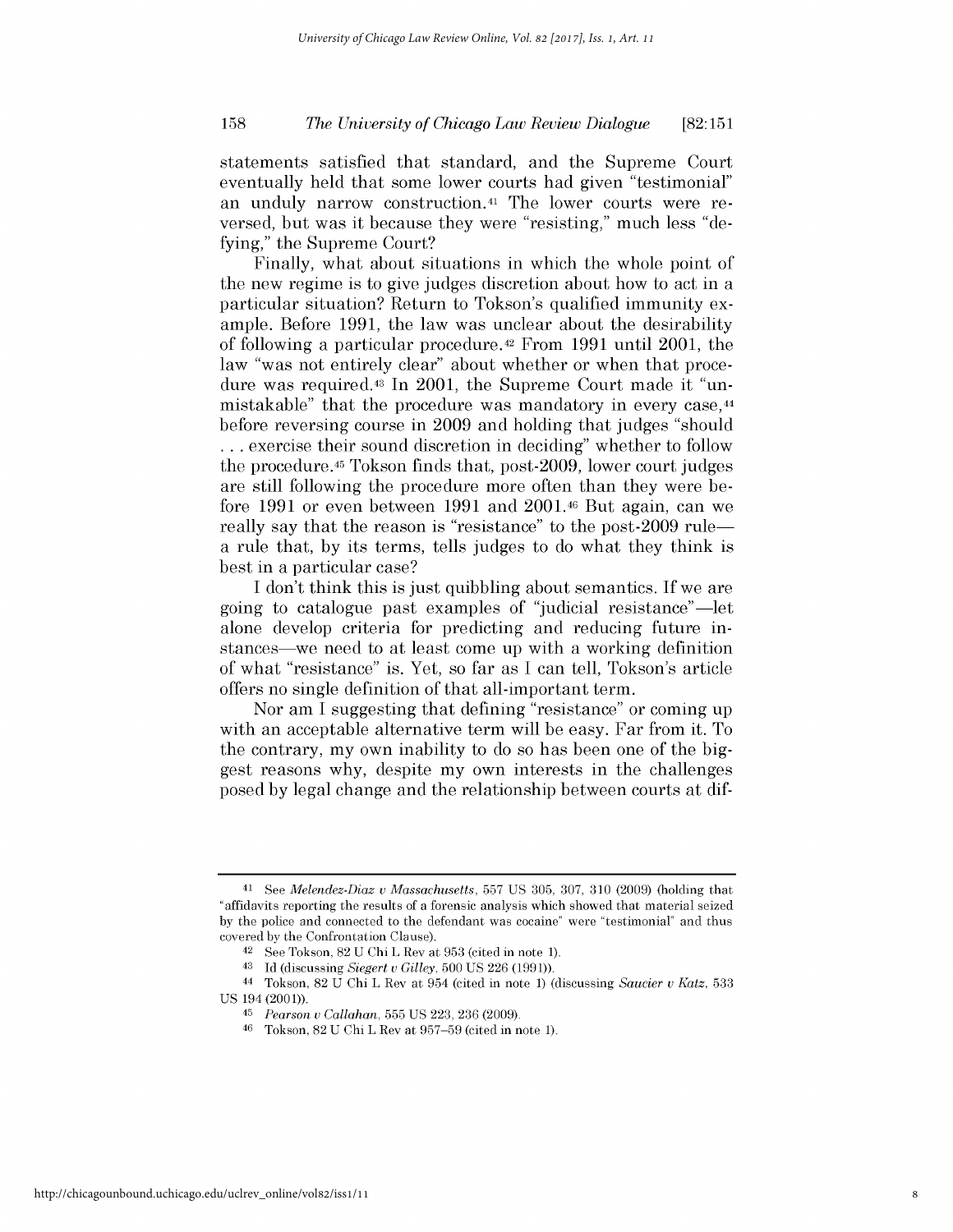statements satisfied that standard, and the Supreme Court eventually held that some lower courts had given "testimonial" an unduly narrow construction.[41] The lower courts were reversed, but was it because they were "resisting," much less "defying," the Supreme Court?

Finally, what about situations in which the whole point of the new regime is to give judges discretion about how to act in a particular situation? Return to Tokson's qualified immunity example. Before 1991, the law was unclear about the desirability of following a particular procedure.[42] From 1991 until 2001, the law "was not entirely clear" about whether or when that procedure was required.[43] In 2001, the Supreme Court made it "unmistakable" that the procedure was mandatory in every case,[44] before reversing course in 2009 and holding that judges "should . . . exercise their sound discretion in deciding" whether to follow the procedure.[45] Tokson finds that, post-2009, lower court judges are still following the procedure more often than they were before 1991 or even between 1991 and 2001.[46] But again, can we really say that the reason is "resistance" to the post-2009 rule—a rule that, by its terms, tells judges to do what they think is best in a particular case?

I don't think this is just quibbling about semantics. If we are going to catalogue past examples of "judicial resistance"—let alone develop criteria for predicting and reducing future instances—we need to at least come up with a working definition of what "resistance" is. Yet, so far as I can tell, Tokson's article offers no single definition of that all-important term.

Nor am I suggesting that defining "resistance" or coming up with an acceptable alternative term will be easy. Far from it. To the contrary, my own inability to do so has been one of the biggest reasons why, despite my own interests in the challenges posed by legal change and the relationship between courts at dif-

---

[41] See *Melendez-Diaz v Massachusetts*, 557 US 305, 307, 310 (2009) (holding that "affidavits reporting the results of a forensic analysis which showed that material seized by the police and connected to the defendant was cocaine" were "testimonial" and thus covered by the Confrontation Clause).

[42] See Tokson, 82 U Chi L Rev at 953 (cited in note 1).

[43] Id (discussing *Siegert v Gilley*, 500 US 226 (1991)).

[44] Tokson, 82 U Chi L Rev at 954 (cited in note 1) (discussing *Saucier v Katz*, 533 US 194 (2001)).

[45] *Pearson v Callahan*, 555 US 223, 236 (2009).

[46] Tokson, 82 U Chi L Rev at 957–59 (cited in note 1).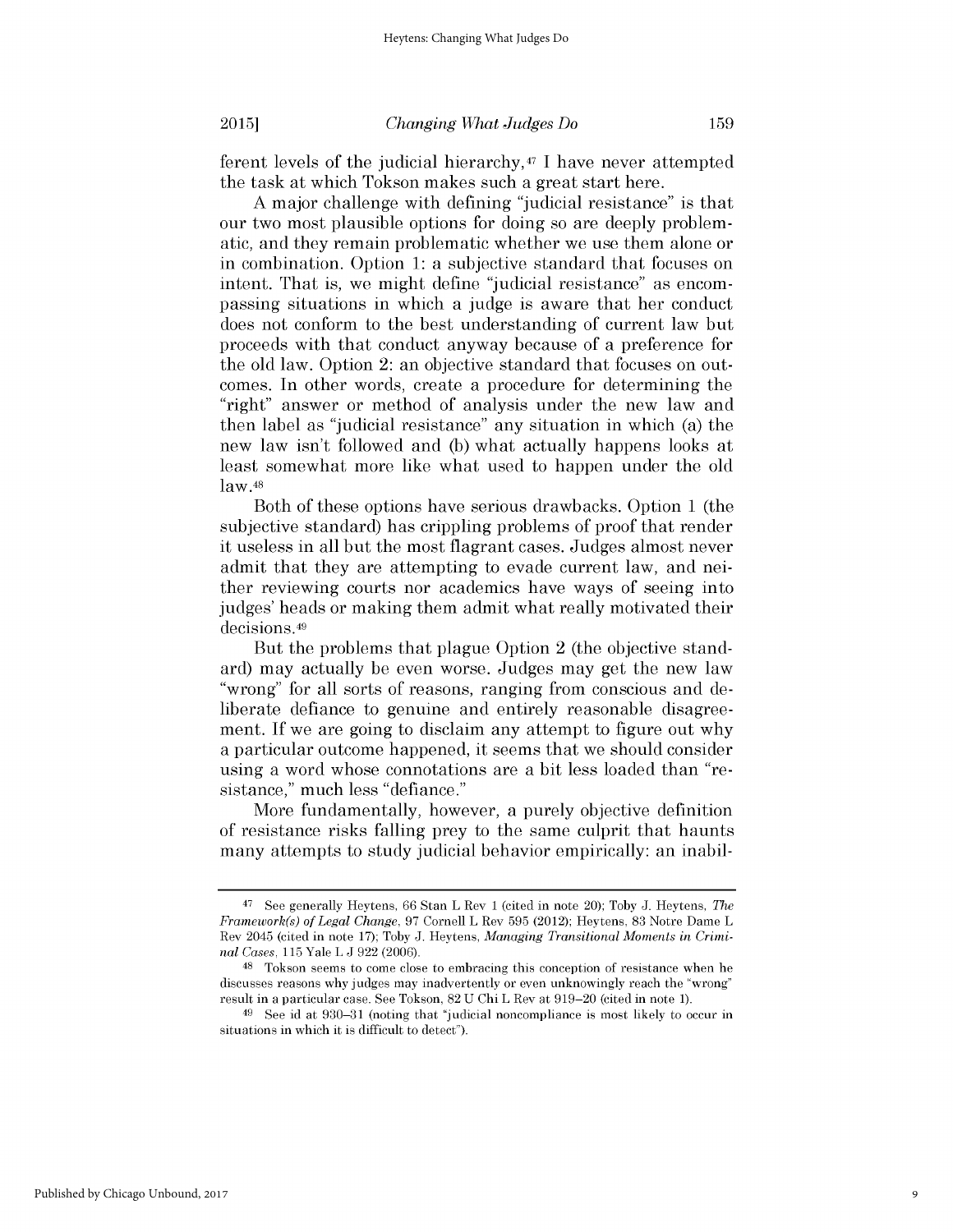ferent levels of the judicial hierarchy,[47] I have never attempted the task at which Tokson makes such a great start here.

A major challenge with defining "judicial resistance" is that our two most plausible options for doing so are deeply problematic, and they remain problematic whether we use them alone or in combination. Option 1: a subjective standard that focuses on intent. That is, we might define "judicial resistance" as encompassing situations in which a judge is aware that her conduct does not conform to the best understanding of current law but proceeds with that conduct anyway because of a preference for the old law. Option 2: an objective standard that focuses on outcomes. In other words, create a procedure for determining the "right" answer or method of analysis under the new law and then label as "judicial resistance" any situation in which (a) the new law isn't followed and (b) what actually happens looks at least somewhat more like what used to happen under the old law.[48]

Both of these options have serious drawbacks. Option 1 (the subjective standard) has crippling problems of proof that render it useless in all but the most flagrant cases. Judges almost never admit that they are attempting to evade current law, and neither reviewing courts nor academics have ways of seeing into judges' heads or making them admit what really motivated their decisions.[49]

But the problems that plague Option 2 (the objective standard) may actually be even worse. Judges may get the new law "wrong" for all sorts of reasons, ranging from conscious and deliberate defiance to genuine and entirely reasonable disagreement. If we are going to disclaim any attempt to figure out why a particular outcome happened, it seems that we should consider using a word whose connotations are a bit less loaded than "resistance," much less "defiance."

More fundamentally, however, a purely objective definition of resistance risks falling prey to the same culprit that haunts many attempts to study judicial behavior empirically: an inabil-

---

[47] See generally Heytens, 66 Stan L Rev 1 (cited in note 20); Toby J. Heytens, *The Framework(s) of Legal Change*, 97 Cornell L Rev 595 (2012); Heytens, 83 Notre Dame L Rev 2045 (cited in note 17); Toby J. Heytens, *Managing Transitional Moments in Criminal Cases*, 115 Yale L J 922 (2006).

[48] Tokson seems to come close to embracing this conception of resistance when he discusses reasons why judges may inadvertently or even unknowingly reach the "wrong" result in a particular case. See Tokson, 82 U Chi L Rev at 919–20 (cited in note 1).

[49] See id at 930–31 (noting that "judicial noncompliance is most likely to occur in situations in which it is difficult to detect").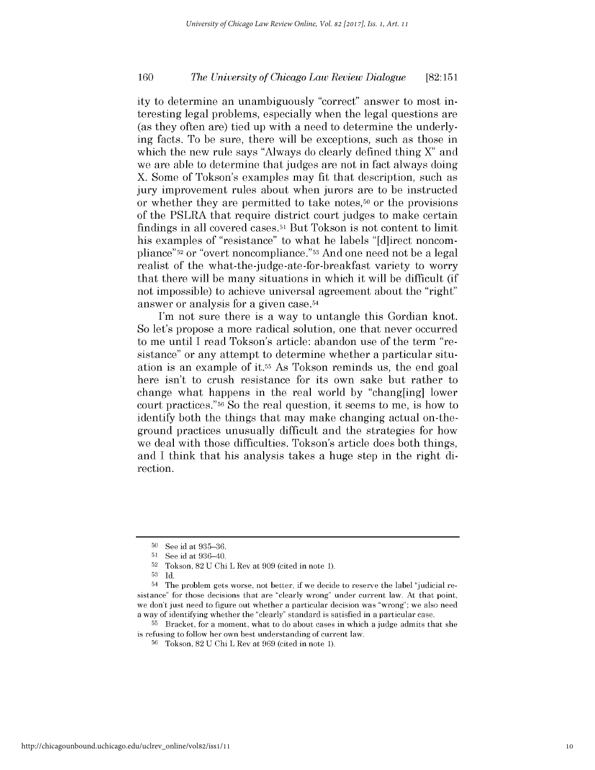ity to determine an unambiguously "correct" answer to most interesting legal problems, especially when the legal questions are (as they often are) tied up with a need to determine the underlying facts. To be sure, there will be exceptions, such as those in which the new rule says "Always do clearly defined thing X" and we are able to determine that judges are not in fact always doing X. Some of Tokson's examples may fit that description, such as jury improvement rules about when jurors are to be instructed or whether they are permitted to take notes,[50] or the provisions of the PSLRA that require district court judges to make certain findings in all covered cases.[51] But Tokson is not content to limit his examples of "resistance" to what he labels "[d]irect noncompliance"[52] or "overt noncompliance."[53] And one need not be a legal realist of the what-the-judge-ate-for-breakfast variety to worry that there will be many situations in which it will be difficult (if not impossible) to achieve universal agreement about the "right" answer or analysis for a given case.[54]

I'm not sure there is a way to untangle this Gordian knot. So let's propose a more radical solution, one that never occurred to me until I read Tokson's article: abandon use of the term "resistance" or any attempt to determine whether a particular situation is an example of it.[55] As Tokson reminds us, the end goal here isn't to crush resistance for its own sake but rather to change what happens in the real world by "chang[ing] lower court practices."[56] So the real question, it seems to me, is how to identify both the things that may make changing actual on-the-ground practices unusually difficult and the strategies for how we deal with those difficulties. Tokson's article does both things, and I think that his analysis takes a huge step in the right direction.

---

[50] See id at 935–36.

[51] See id at 936–40.

[52] Tokson, 82 U Chi L Rev at 909 (cited in note 1).

[53] Id.

[54] The problem gets worse, not better, if we decide to reserve the label "judicial resistance" for those decisions that are "clearly wrong" under current law. At that point, we don't just need to figure out whether a particular decision was "wrong"; we also need a way of identifying whether the "clearly" standard is satisfied in a particular case.

[55] Bracket, for a moment, what to do about cases in which a judge admits that she is refusing to follow her own best understanding of current law.

[56] Tokson, 82 U Chi L Rev at 969 (cited in note 1).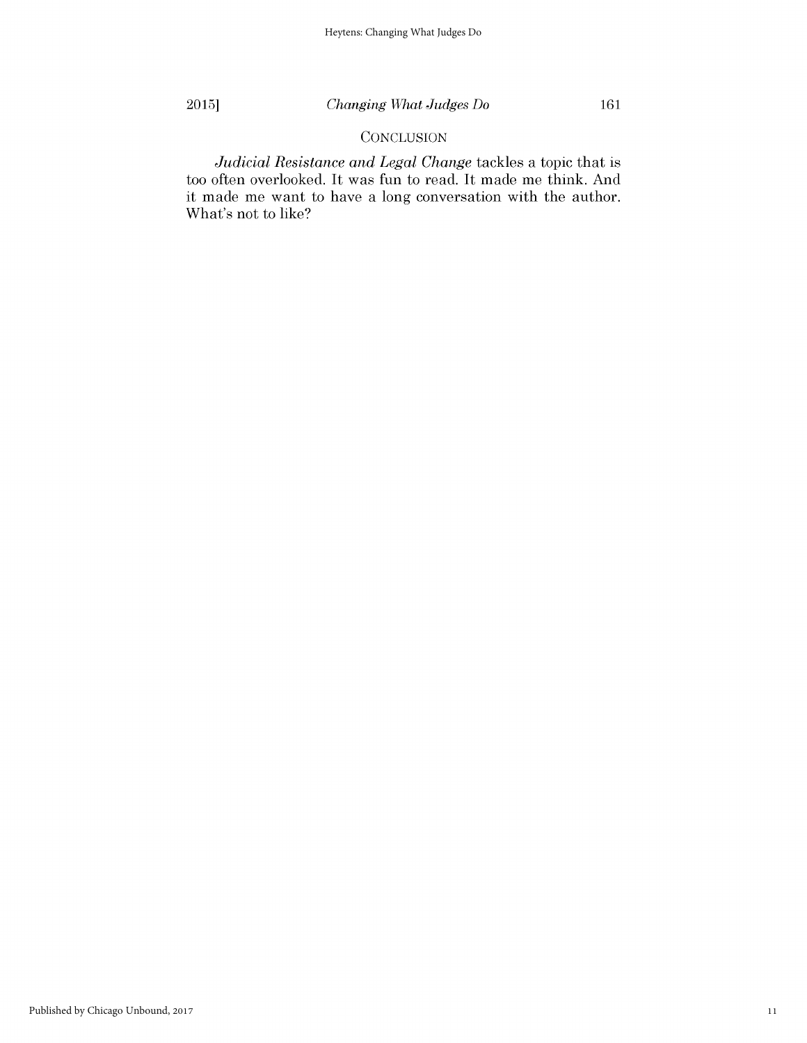## Conclusion

*Judicial Resistance and Legal Change* tackles a topic that is too often overlooked. It was fun to read. It made me think. And it made me want to have a long conversation with the author. What's not to like?